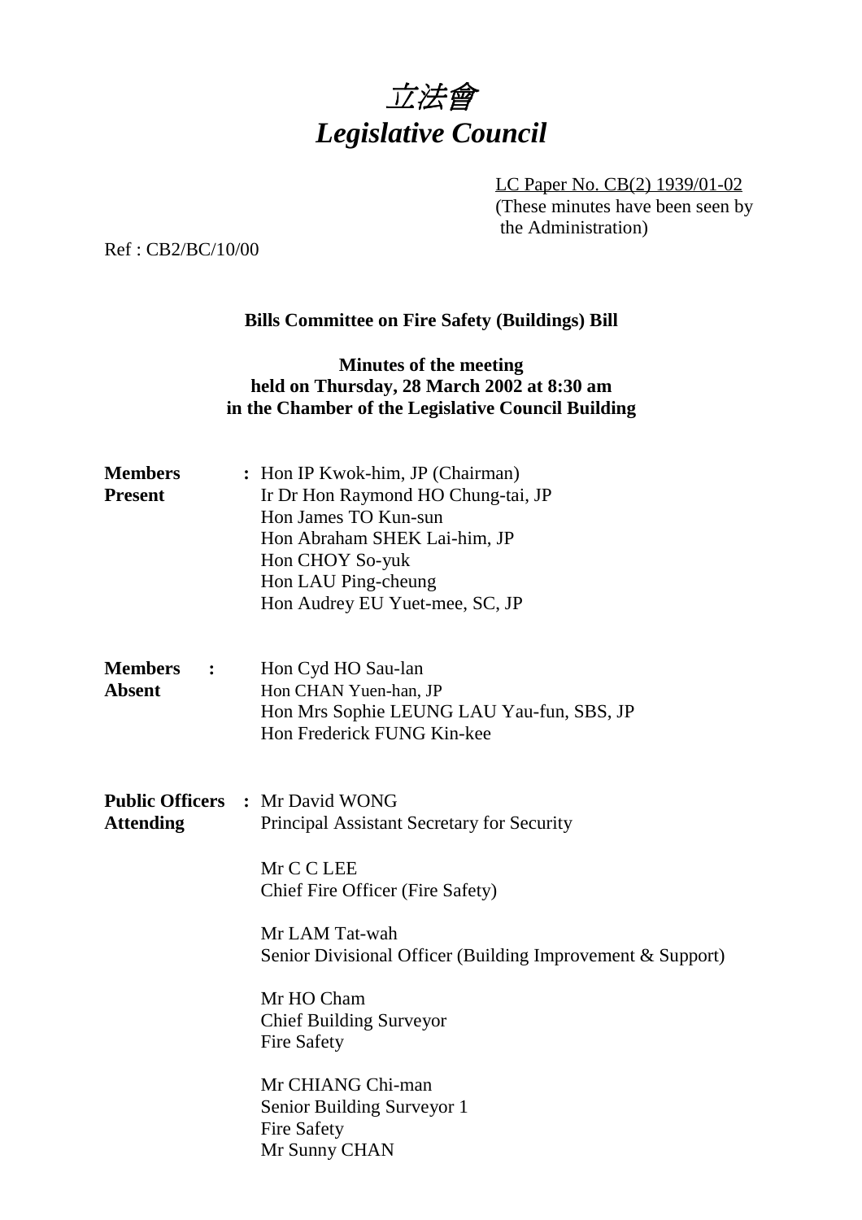# 立法會
# *Legislative Council*

LC Paper No. CB(2) 1939/01-02
(These minutes have been seen by the Administration)

Ref : CB2/BC/10/00

**Bills Committee on Fire Safety (Buildings) Bill**

**Minutes of the meeting held on Thursday, 28 March 2002 at 8:30 am in the Chamber of the Legislative Council Building**

**Members Present** : Hon IP Kwok-him, JP (Chairman)
Ir Dr Hon Raymond HO Chung-tai, JP
Hon James TO Kun-sun
Hon Abraham SHEK Lai-him, JP
Hon CHOY So-yuk
Hon LAU Ping-cheung
Hon Audrey EU Yuet-mee, SC, JP

**Members Absent** : Hon Cyd HO Sau-lan
Hon CHAN Yuen-han, JP
Hon Mrs Sophie LEUNG LAU Yau-fun, SBS, JP
Hon Frederick FUNG Kin-kee

**Public Officers Attending** : Mr David WONG
Principal Assistant Secretary for Security

Mr C C LEE
Chief Fire Officer (Fire Safety)

Mr LAM Tat-wah
Senior Divisional Officer (Building Improvement & Support)

Mr HO Cham
Chief Building Surveyor
Fire Safety

Mr CHIANG Chi-man
Senior Building Surveyor 1
Fire Safety
Mr Sunny CHAN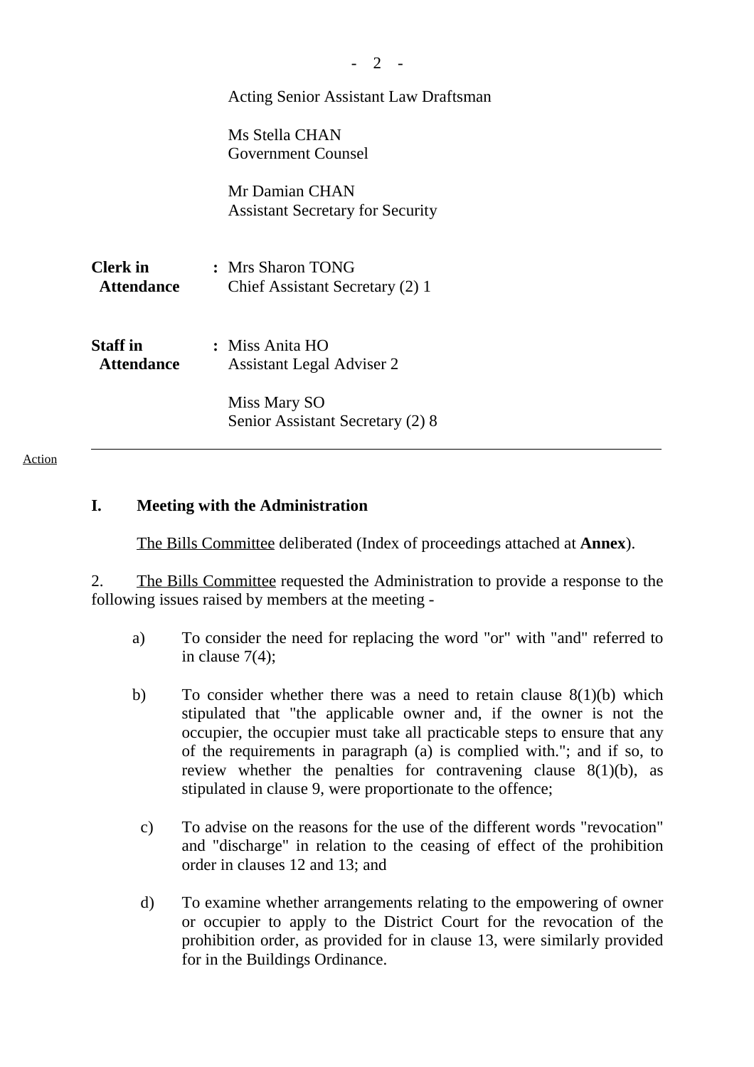Acting Senior Assistant Law Draftsman

Ms Stella CHAN
Government Counsel

Mr Damian CHAN
Assistant Secretary for Security

**Clerk in Attendance** : Mrs Sharon TONG
Chief Assistant Secretary (2) 1

**Staff in Attendance** : Miss Anita HO
Assistant Legal Adviser 2

Miss Mary SO
Senior Assistant Secretary (2) 8

---

Action

## I. Meeting with the Administration

The Bills Committee deliberated (Index of proceedings attached at **Annex**).

2. The Bills Committee requested the Administration to provide a response to the following issues raised by members at the meeting -

a) To consider the need for replacing the word "or" with "and" referred to in clause 7(4);

b) To consider whether there was a need to retain clause 8(1)(b) which stipulated that "the applicable owner and, if the owner is not the occupier, the occupier must take all practicable steps to ensure that any of the requirements in paragraph (a) is complied with."; and if so, to review whether the penalties for contravening clause 8(1)(b), as stipulated in clause 9, were proportionate to the offence;

c) To advise on the reasons for the use of the different words "revocation" and "discharge" in relation to the ceasing of effect of the prohibition order in clauses 12 and 13; and

d) To examine whether arrangements relating to the empowering of owner or occupier to apply to the District Court for the revocation of the prohibition order, as provided for in clause 13, were similarly provided for in the Buildings Ordinance.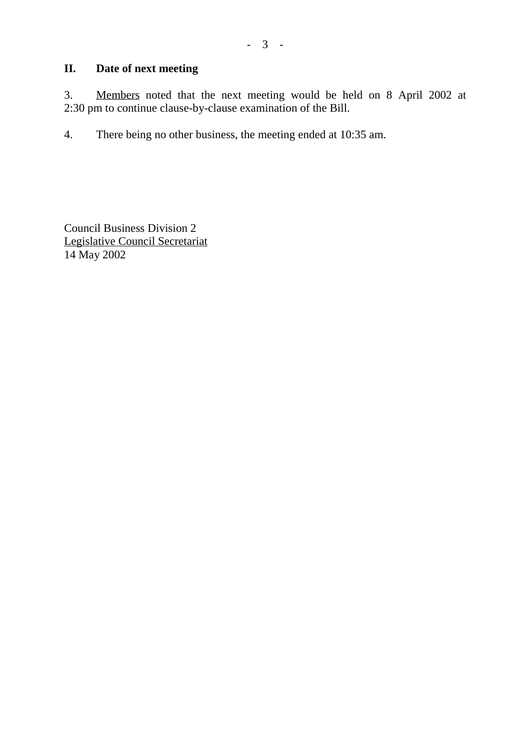## II. Date of next meeting

3. <u>Members</u> noted that the next meeting would be held on 8 April 2002 at 2:30 pm to continue clause-by-clause examination of the Bill.

4. There being no other business, the meeting ended at 10:35 am.

Council Business Division 2
<u>Legislative Council Secretariat</u>
14 May 2002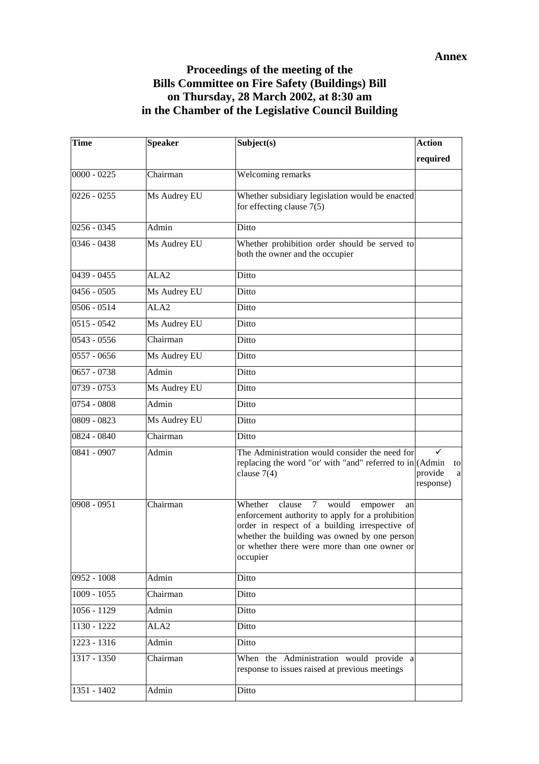**Annex**

# Proceedings of the meeting of the Bills Committee on Fire Safety (Buildings) Bill on Thursday, 28 March 2002, at 8:30 am in the Chamber of the Legislative Council Building

| Time | Speaker | Subject(s) | Action required |
|---|---|---|---|
| 0000 - 0225 | Chairman | Welcoming remarks | |
| 0226 - 0255 | Ms Audrey EU | Whether subsidiary legislation would be enacted for effecting clause 7(5) | |
| 0256 - 0345 | Admin | Ditto | |
| 0346 - 0438 | Ms Audrey EU | Whether prohibition order should be served to both the owner and the occupier | |
| 0439 - 0455 | ALA2 | Ditto | |
| 0456 - 0505 | Ms Audrey EU | Ditto | |
| 0506 - 0514 | ALA2 | Ditto | |
| 0515 - 0542 | Ms Audrey EU | Ditto | |
| 0543 - 0556 | Chairman | Ditto | |
| 0557 - 0656 | Ms Audrey EU | Ditto | |
| 0657 - 0738 | Admin | Ditto | |
| 0739 - 0753 | Ms Audrey EU | Ditto | |
| 0754 - 0808 | Admin | Ditto | |
| 0809 - 0823 | Ms Audrey EU | Ditto | |
| 0824 - 0840 | Chairman | Ditto | |
| 0841 - 0907 | Admin | The Administration would consider the need for replacing the word "or' with "and" referred to in clause 7(4) | ✓ (Admin to provide a response) |
| 0908 - 0951 | Chairman | Whether clause 7 would empower an enforcement authority to apply for a prohibition order in respect of a building irrespective of whether the building was owned by one person or whether there were more than one owner or occupier | |
| 0952 - 1008 | Admin | Ditto | |
| 1009 - 1055 | Chairman | Ditto | |
| 1056 - 1129 | Admin | Ditto | |
| 1130 - 1222 | ALA2 | Ditto | |
| 1223 - 1316 | Admin | Ditto | |
| 1317 - 1350 | Chairman | When the Administration would provide a response to issues raised at previous meetings | |
| 1351 - 1402 | Admin | Ditto | |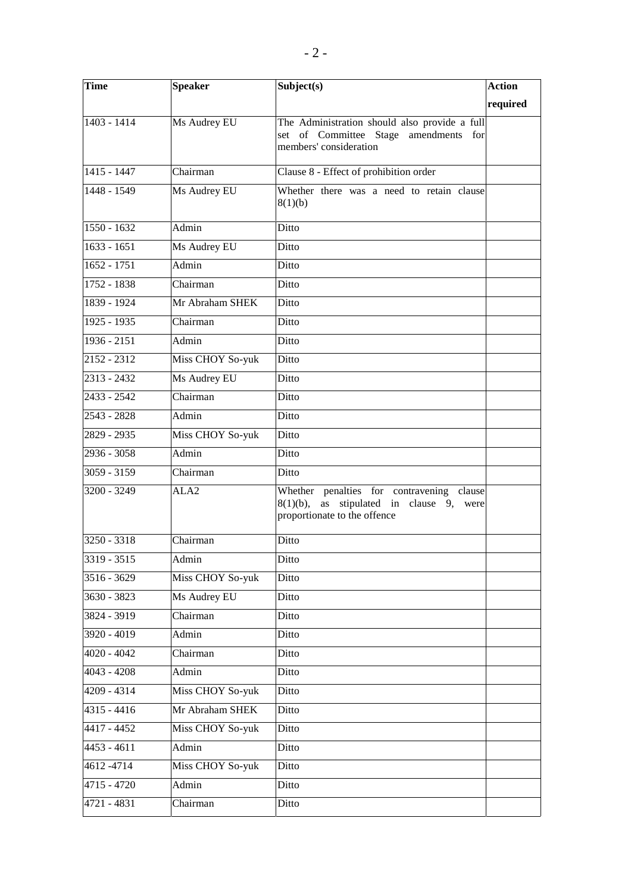| Time | Speaker | Subject(s) | Action required |
|---|---|---|---|
| 1403 - 1414 | Ms Audrey EU | The Administration should also provide a full set of Committee Stage amendments for members' consideration | |
| 1415 - 1447 | Chairman | Clause 8 - Effect of prohibition order | |
| 1448 - 1549 | Ms Audrey EU | Whether there was a need to retain clause 8(1)(b) | |
| 1550 - 1632 | Admin | Ditto | |
| 1633 - 1651 | Ms Audrey EU | Ditto | |
| 1652 - 1751 | Admin | Ditto | |
| 1752 - 1838 | Chairman | Ditto | |
| 1839 - 1924 | Mr Abraham SHEK | Ditto | |
| 1925 - 1935 | Chairman | Ditto | |
| 1936 - 2151 | Admin | Ditto | |
| 2152 - 2312 | Miss CHOY So-yuk | Ditto | |
| 2313 - 2432 | Ms Audrey EU | Ditto | |
| 2433 - 2542 | Chairman | Ditto | |
| 2543 - 2828 | Admin | Ditto | |
| 2829 - 2935 | Miss CHOY So-yuk | Ditto | |
| 2936 - 3058 | Admin | Ditto | |
| 3059 - 3159 | Chairman | Ditto | |
| 3200 - 3249 | ALA2 | Whether penalties for contravening clause 8(1)(b), as stipulated in clause 9, were proportionate to the offence | |
| 3250 - 3318 | Chairman | Ditto | |
| 3319 - 3515 | Admin | Ditto | |
| 3516 - 3629 | Miss CHOY So-yuk | Ditto | |
| 3630 - 3823 | Ms Audrey EU | Ditto | |
| 3824 - 3919 | Chairman | Ditto | |
| 3920 - 4019 | Admin | Ditto | |
| 4020 - 4042 | Chairman | Ditto | |
| 4043 - 4208 | Admin | Ditto | |
| 4209 - 4314 | Miss CHOY So-yuk | Ditto | |
| 4315 - 4416 | Mr Abraham SHEK | Ditto | |
| 4417 - 4452 | Miss CHOY So-yuk | Ditto | |
| 4453 - 4611 | Admin | Ditto | |
| 4612 -4714 | Miss CHOY So-yuk | Ditto | |
| 4715 - 4720 | Admin | Ditto | |
| 4721 - 4831 | Chairman | Ditto | |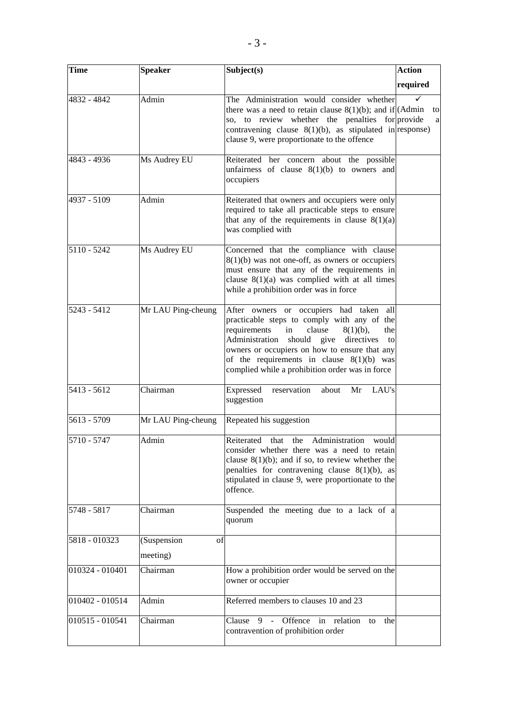| Time | Speaker | Subject(s) | Action required |
|---|---|---|---|
| 4832 - 4842 | Admin | The Administration would consider whether there was a need to retain clause 8(1)(b); and if so, to review whether the penalties for contravening clause 8(1)(b), as stipulated in clause 9, were proportionate to the offence | ✓ (Admin to provide a response) |
| 4843 - 4936 | Ms Audrey EU | Reiterated her concern about the possible unfairness of clause 8(1)(b) to owners and occupiers | |
| 4937 - 5109 | Admin | Reiterated that owners and occupiers were only required to take all practicable steps to ensure that any of the requirements in clause 8(1)(a) was complied with | |
| 5110 - 5242 | Ms Audrey EU | Concerned that the compliance with clause 8(1)(b) was not one-off, as owners or occupiers must ensure that any of the requirements in clause 8(1)(a) was complied with at all times while a prohibition order was in force | |
| 5243 - 5412 | Mr LAU Ping-cheung | After owners or occupiers had taken all practicable steps to comply with any of the requirements in clause 8(1)(b), the Administration should give directives to owners or occupiers on how to ensure that any of the requirements in clause 8(1)(b) was complied while a prohibition order was in force | |
| 5413 - 5612 | Chairman | Expressed reservation about Mr LAU's suggestion | |
| 5613 - 5709 | Mr LAU Ping-cheung | Repeated his suggestion | |
| 5710 - 5747 | Admin | Reiterated that the Administration would consider whether there was a need to retain clause 8(1)(b); and if so, to review whether the penalties for contravening clause 8(1)(b), as stipulated in clause 9, were proportionate to the offence. | |
| 5748 - 5817 | Chairman | Suspended the meeting due to a lack of a quorum | |
| 5818 - 010323 | (Suspension of meeting) | | |
| 010324 - 010401 | Chairman | How a prohibition order would be served on the owner or occupier | |
| 010402 - 010514 | Admin | Referred members to clauses 10 and 23 | |
| 010515 - 010541 | Chairman | Clause 9 - Offence in relation to the contravention of prohibition order | |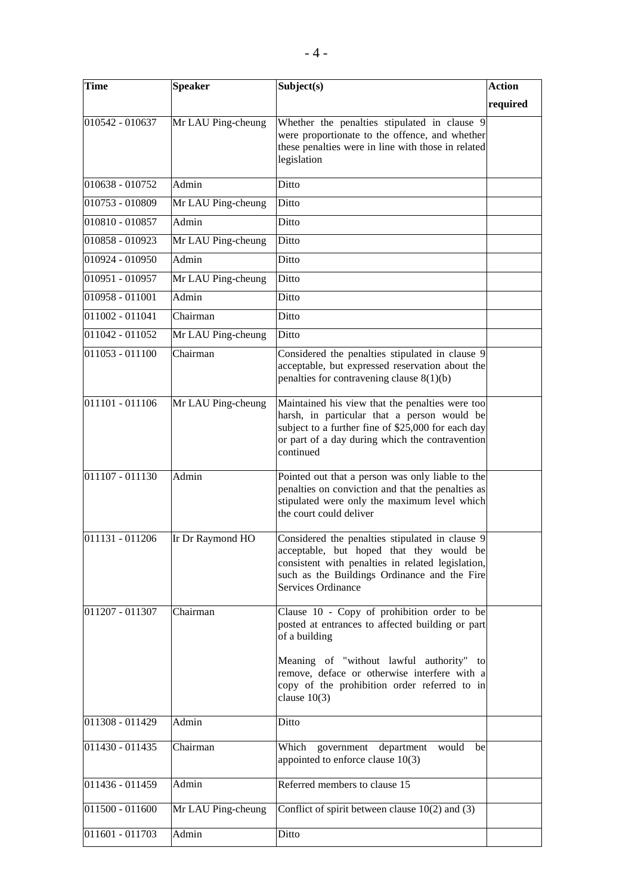| Time | Speaker | Subject(s) | Action required |
|---|---|---|---|
| 010542 - 010637 | Mr LAU Ping-cheung | Whether the penalties stipulated in clause 9 were proportionate to the offence, and whether these penalties were in line with those in related legislation | |
| 010638 - 010752 | Admin | Ditto | |
| 010753 - 010809 | Mr LAU Ping-cheung | Ditto | |
| 010810 - 010857 | Admin | Ditto | |
| 010858 - 010923 | Mr LAU Ping-cheung | Ditto | |
| 010924 - 010950 | Admin | Ditto | |
| 010951 - 010957 | Mr LAU Ping-cheung | Ditto | |
| 010958 - 011001 | Admin | Ditto | |
| 011002 - 011041 | Chairman | Ditto | |
| 011042 - 011052 | Mr LAU Ping-cheung | Ditto | |
| 011053 - 011100 | Chairman | Considered the penalties stipulated in clause 9 acceptable, but expressed reservation about the penalties for contravening clause 8(1)(b) | |
| 011101 - 011106 | Mr LAU Ping-cheung | Maintained his view that the penalties were too harsh, in particular that a person would be subject to a further fine of $25,000 for each day or part of a day during which the contravention continued | |
| 011107 - 011130 | Admin | Pointed out that a person was only liable to the penalties on conviction and that the penalties as stipulated were only the maximum level which the court could deliver | |
| 011131 - 011206 | Ir Dr Raymond HO | Considered the penalties stipulated in clause 9 acceptable, but hoped that they would be consistent with penalties in related legislation, such as the Buildings Ordinance and the Fire Services Ordinance | |
| 011207 - 011307 | Chairman | Clause 10 - Copy of prohibition order to be posted at entrances to affected building or part of a building<br><br>Meaning of "without lawful authority" to remove, deface or otherwise interfere with a copy of the prohibition order referred to in clause 10(3) | |
| 011308 - 011429 | Admin | Ditto | |
| 011430 - 011435 | Chairman | Which government department would be appointed to enforce clause 10(3) | |
| 011436 - 011459 | Admin | Referred members to clause 15 | |
| 011500 - 011600 | Mr LAU Ping-cheung | Conflict of spirit between clause 10(2) and (3) | |
| 011601 - 011703 | Admin | Ditto | |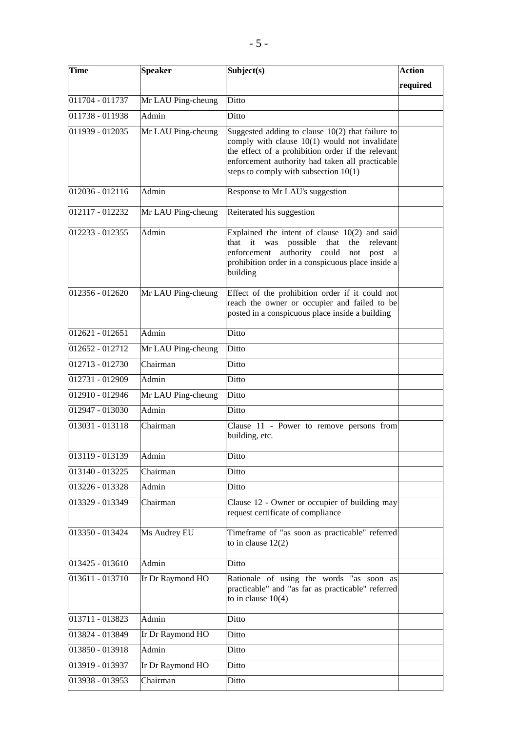| Time | Speaker | Subject(s) | Action required |
|---|---|---|---|
| 011704 - 011737 | Mr LAU Ping-cheung | Ditto | |
| 011738 - 011938 | Admin | Ditto | |
| 011939 - 012035 | Mr LAU Ping-cheung | Suggested adding to clause 10(2) that failure to comply with clause 10(1) would not invalidate the effect of a prohibition order if the relevant enforcement authority had taken all practicable steps to comply with subsection 10(1) | |
| 012036 - 012116 | Admin | Response to Mr LAU's suggestion | |
| 012117 - 012232 | Mr LAU Ping-cheung | Reiterated his suggestion | |
| 012233 - 012355 | Admin | Explained the intent of clause 10(2) and said that it was possible that the relevant enforcement authority could not post a prohibition order in a conspicuous place inside a building | |
| 012356 - 012620 | Mr LAU Ping-cheung | Effect of the prohibition order if it could not reach the owner or occupier and failed to be posted in a conspicuous place inside a building | |
| 012621 - 012651 | Admin | Ditto | |
| 012652 - 012712 | Mr LAU Ping-cheung | Ditto | |
| 012713 - 012730 | Chairman | Ditto | |
| 012731 - 012909 | Admin | Ditto | |
| 012910 - 012946 | Mr LAU Ping-cheung | Ditto | |
| 012947 - 013030 | Admin | Ditto | |
| 013031 - 013118 | Chairman | Clause 11 - Power to remove persons from building, etc. | |
| 013119 - 013139 | Admin | Ditto | |
| 013140 - 013225 | Chairman | Ditto | |
| 013226 - 013328 | Admin | Ditto | |
| 013329 - 013349 | Chairman | Clause 12 - Owner or occupier of building may request certificate of compliance | |
| 013350 - 013424 | Ms Audrey EU | Timeframe of "as soon as practicable" referred to in clause 12(2) | |
| 013425 - 013610 | Admin | Ditto | |
| 013611 - 013710 | Ir Dr Raymond HO | Rationale of using the words "as soon as practicable" and "as far as practicable" referred to in clause 10(4) | |
| 013711 - 013823 | Admin | Ditto | |
| 013824 - 013849 | Ir Dr Raymond HO | Ditto | |
| 013850 - 013918 | Admin | Ditto | |
| 013919 - 013937 | Ir Dr Raymond HO | Ditto | |
| 013938 - 013953 | Chairman | Ditto | |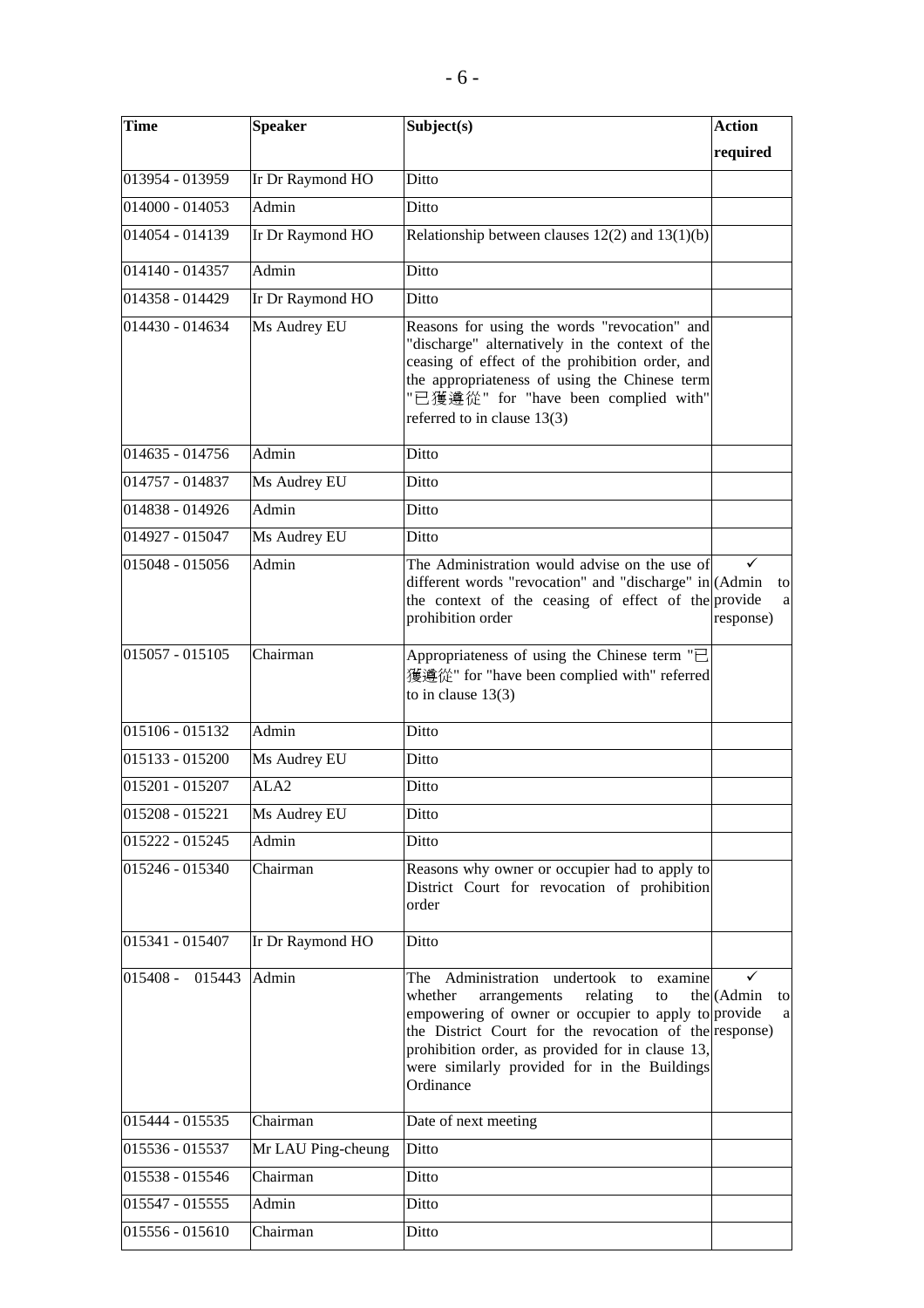| Time | Speaker | Subject(s) | Action required |
|---|---|---|---|
| 013954 - 013959 | Ir Dr Raymond HO | Ditto | |
| 014000 - 014053 | Admin | Ditto | |
| 014054 - 014139 | Ir Dr Raymond HO | Relationship between clauses 12(2) and 13(1)(b) | |
| 014140 - 014357 | Admin | Ditto | |
| 014358 - 014429 | Ir Dr Raymond HO | Ditto | |
| 014430 - 014634 | Ms Audrey EU | Reasons for using the words "revocation" and "discharge" alternatively in the context of the ceasing of effect of the prohibition order, and the appropriateness of using the Chinese term "已獲遵從" for "have been complied with" referred to in clause 13(3) | |
| 014635 - 014756 | Admin | Ditto | |
| 014757 - 014837 | Ms Audrey EU | Ditto | |
| 014838 - 014926 | Admin | Ditto | |
| 014927 - 015047 | Ms Audrey EU | Ditto | |
| 015048 - 015056 | Admin | The Administration would advise on the use of different words "revocation" and "discharge" in the context of the ceasing of effect of the prohibition order | ✓ (Admin to provide a response) |
| 015057 - 015105 | Chairman | Appropriateness of using the Chinese term "已獲遵從" for "have been complied with" referred to in clause 13(3) | |
| 015106 - 015132 | Admin | Ditto | |
| 015133 - 015200 | Ms Audrey EU | Ditto | |
| 015201 - 015207 | ALA2 | Ditto | |
| 015208 - 015221 | Ms Audrey EU | Ditto | |
| 015222 - 015245 | Admin | Ditto | |
| 015246 - 015340 | Chairman | Reasons why owner or occupier had to apply to District Court for revocation of prohibition order | |
| 015341 - 015407 | Ir Dr Raymond HO | Ditto | |
| 015408 - 015443 | Admin | The Administration undertook to examine whether arrangements relating to the empowering of owner or occupier to apply to the District Court for the revocation of the prohibition order, as provided for in clause 13, were similarly provided for in the Buildings Ordinance | ✓ (Admin to provide a response) |
| 015444 - 015535 | Chairman | Date of next meeting | |
| 015536 - 015537 | Mr LAU Ping-cheung | Ditto | |
| 015538 - 015546 | Chairman | Ditto | |
| 015547 - 015555 | Admin | Ditto | |
| 015556 - 015610 | Chairman | Ditto | |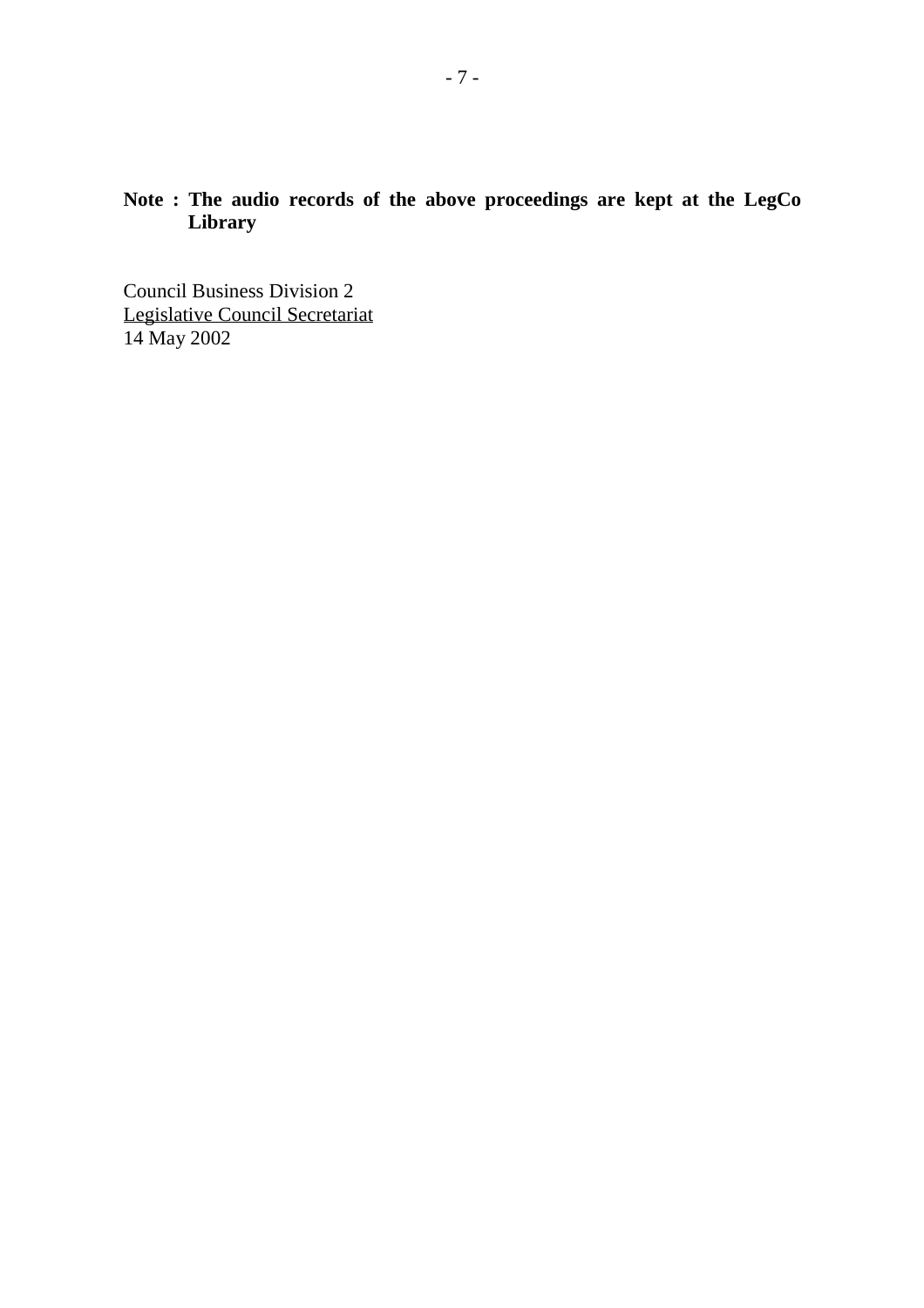**Note : The audio records of the above proceedings are kept at the LegCo Library**

Council Business Division 2
Legislative Council Secretariat
14 May 2002